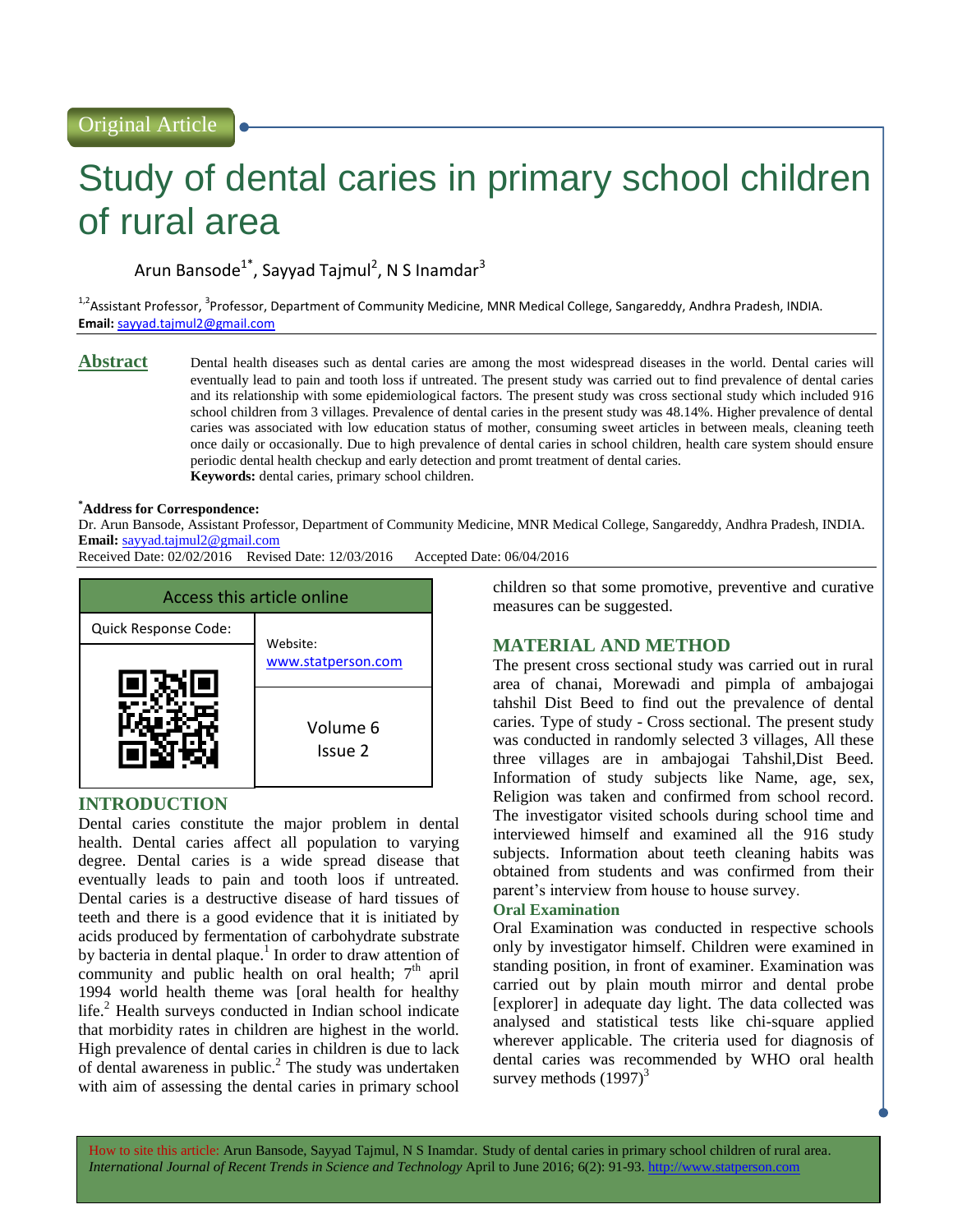Original Article

# Study of dental caries in primary school children of rural area

Arun Bansode[1*], Sayyad Tajmul[2], N S Inamdar[3]

[1,2]Assistant Professor, [3]Professor, Department of Community Medicine, MNR Medical College, Sangareddy, Andhra Pradesh, INDIA.
**Email:** sayyad.tajmul2@gmail.com

## Abstract

Dental health diseases such as dental caries are among the most widespread diseases in the world. Dental caries will eventually lead to pain and tooth loss if untreated. The present study was carried out to find prevalence of dental caries and its relationship with some epidemiological factors. The present study was cross sectional study which included 916 school children from 3 villages. Prevalence of dental caries in the present study was 48.14%. Higher prevalence of dental caries was associated with low education status of mother, consuming sweet articles in between meals, cleaning teeth once daily or occasionally. Due to high prevalence of dental caries in school children, health care system should ensure periodic dental health checkup and early detection and promt treatment of dental caries.
**Keywords:** dental caries, primary school children.

**[*]Address for Correspondence:**
Dr. Arun Bansode, Assistant Professor, Department of Community Medicine, MNR Medical College, Sangareddy, Andhra Pradesh, INDIA.
**Email:** sayyad.tajmul2@gmail.com
Received Date: 02/02/2016 Revised Date: 12/03/2016 Accepted Date: 06/04/2016

| Access this article online | |
|---|---|
| Quick Response Code: | Website: www.statperson.com |
| | Volume 6 Issue 2 |

## INTRODUCTION

Dental caries constitute the major problem in dental health. Dental caries affect all population to varying degree. Dental caries is a wide spread disease that eventually leads to pain and tooth loos if untreated. Dental caries is a destructive disease of hard tissues of teeth and there is a good evidence that it is initiated by acids produced by fermentation of carbohydrate substrate by bacteria in dental plaque.[1] In order to draw attention of community and public health on oral health; 7th april 1994 world health theme was [oral health for healthy life.[2] Health surveys conducted in Indian school indicate that morbidity rates in children are highest in the world. High prevalence of dental caries in children is due to lack of dental awareness in public.[2] The study was undertaken with aim of assessing the dental caries in primary school children so that some promotive, preventive and curative measures can be suggested.

## MATERIAL AND METHOD

The present cross sectional study was carried out in rural area of chanai, Morewadi and pimpla of ambajogai tahshil Dist Beed to find out the prevalence of dental caries. Type of study - Cross sectional. The present study was conducted in randomly selected 3 villages, All these three villages are in ambajogai Tahshil,Dist Beed. Information of study subjects like Name, age, sex, Religion was taken and confirmed from school record. The investigator visited schools during school time and interviewed himself and examined all the 916 study subjects. Information about teeth cleaning habits was obtained from students and was confirmed from their parent's interview from house to house survey.

### Oral Examination

Oral Examination was conducted in respective schools only by investigator himself. Children were examined in standing position, in front of examiner. Examination was carried out by plain mouth mirror and dental probe [explorer] in adequate day light. The data collected was analysed and statistical tests like chi-square applied wherever applicable. The criteria used for diagnosis of dental caries was recommended by WHO oral health survey methods (1997)[3]

How to site this article: Arun Bansode, Sayyad Tajmul, N S Inamdar. Study of dental caries in primary school children of rural area. *International Journal of Recent Trends in Science and Technology* April to June 2016; 6(2): 91-93. http://www.statperson.com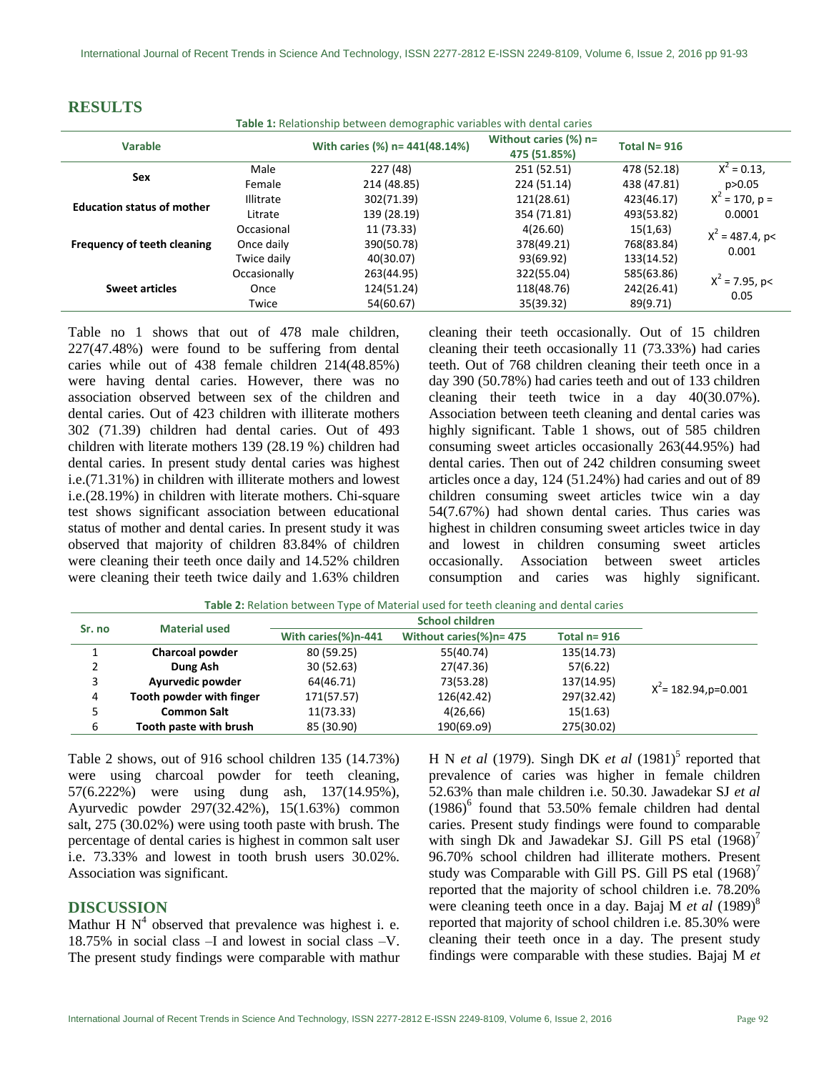## RESULTS

**Table 1:** Relationship between demographic variables with dental caries

| Varable | | With caries (%) n= 441(48.14%) | Without caries (%) n= 475 (51.85%) | Total N= 916 | |
|---|---|---|---|---|---|
| **Sex** | Male | 227 (48) | 251 (52.51) | 478 (52.18) | $X^2 = 0.13$, p>0.05 |
| | Female | 214 (48.85) | 224 (51.14) | 438 (47.81) | |
| **Education status of mother** | Illitrate | 302(71.39) | 121(28.61) | 423(46.17) | $X^2 = 170$, p = 0.0001 |
| | Litrate | 139 (28.19) | 354 (71.81) | 493(53.82) | |
| **Frequency of teeth cleaning** | Occasional | 11 (73.33) | 4(26.60) | 15(1,63) | $X^2 = 487.4$, p< 0.001 |
| | Once daily | 390(50.78) | 378(49.21) | 768(83.84) | |
| | Twice daily | 40(30.07) | 93(69.92) | 133(14.52) | |
| **Sweet articles** | Occasionally | 263(44.95) | 322(55.04) | 585(63.86) | $X^2 = 7.95$, p< 0.05 |
| | Once | 124(51.24) | 118(48.76) | 242(26.41) | |
| | Twice | 54(60.67) | 35(39.32) | 89(9.71) | |

Table no 1 shows that out of 478 male children, 227(47.48%) were found to be suffering from dental caries while out of 438 female children 214(48.85%) were having dental caries. However, there was no association observed between sex of the children and dental caries. Out of 423 children with illiterate mothers 302 (71.39) children had dental caries. Out of 493 children with literate mothers 139 (28.19 %) children had dental caries. In present study dental caries was highest i.e.(71.31%) in children with illiterate mothers and lowest i.e.(28.19%) in children with literate mothers. Chi-square test shows significant association between educational status of mother and dental caries. In present study it was observed that majority of children 83.84% of children were cleaning their teeth once daily and 14.52% children were cleaning their teeth twice daily and 1.63% children cleaning their teeth occasionally. Out of 15 children cleaning their teeth occasionally 11 (73.33%) had caries teeth. Out of 768 children cleaning their teeth once in a day 390 (50.78%) had caries teeth and out of 133 children cleaning their teeth twice in a day 40(30.07%). Association between teeth cleaning and dental caries was highly significant. Table 1 shows, out of 585 children consuming sweet articles occasionally 263(44.95%) had dental caries. Then out of 242 children consuming sweet articles once a day, 124 (51.24%) had caries and out of 89 children consuming sweet articles twice win a day 54(7.67%) had shown dental caries. Thus caries was highest in children consuming sweet articles twice in day and lowest in children consuming sweet articles occasionally. Association between sweet articles consumption and caries was highly significant.

**Table 2:** Relation between Type of Material used for teeth cleaning and dental caries

| Sr. no | Material used | School children | | | |
|---|---|---|---|---|---|
| | | With caries(%)n-441 | Without caries(%)n= 475 | Total n= 916 | |
| 1 | **Charcoal powder** | 80 (59.25) | 55(40.74) | 135(14.73) | $X^2$= 182.94,p=0.001 |
| 2 | **Dung Ash** | 30 (52.63) | 27(47.36) | 57(6.22) | |
| 3 | **Ayurvedic powder** | 64(46.71) | 73(53.28) | 137(14.95) | |
| 4 | **Tooth powder with finger** | 171(57.57) | 126(42.42) | 297(32.42) | |
| 5 | **Common Salt** | 11(73.33) | 4(26,66) | 15(1.63) | |
| 6 | **Tooth paste with brush** | 85 (30.90) | 190(69.o9) | 275(30.02) | |

Table 2 shows, out of 916 school children 135 (14.73%) were using charcoal powder for teeth cleaning, 57(6.222%) were using dung ash, 137(14.95%), Ayurvedic powder 297(32.42%), 15(1.63%) common salt, 275 (30.02%) were using tooth paste with brush. The percentage of dental caries is highest in common salt user i.e. 73.33% and lowest in tooth brush users 30.02%. Association was significant.

## DISCUSSION

Mathur H N[4] observed that prevalence was highest i. e. 18.75% in social class –I and lowest in social class –V. The present study findings were comparable with mathur H N *et al* (1979). Singh DK *et al* (1981)[5] reported that prevalence of caries was higher in female children 52.63% than male children i.e. 50.30. Jawadekar SJ *et al* (1986)[6] found that 53.50% female children had dental caries. Present study findings were found to comparable with singh Dk and Jawadekar SJ. Gill PS etal (1968)[7] 96.70% school children had illiterate mothers. Present study was Comparable with Gill PS. Gill PS etal (1968)[7] reported that the majority of school children i.e. 78.20% were cleaning teeth once in a day. Bajaj M *et al* (1989)[8] reported that majority of school children i.e. 85.30% were cleaning their teeth once in a day. The present study findings were comparable with these studies. Bajaj M *et*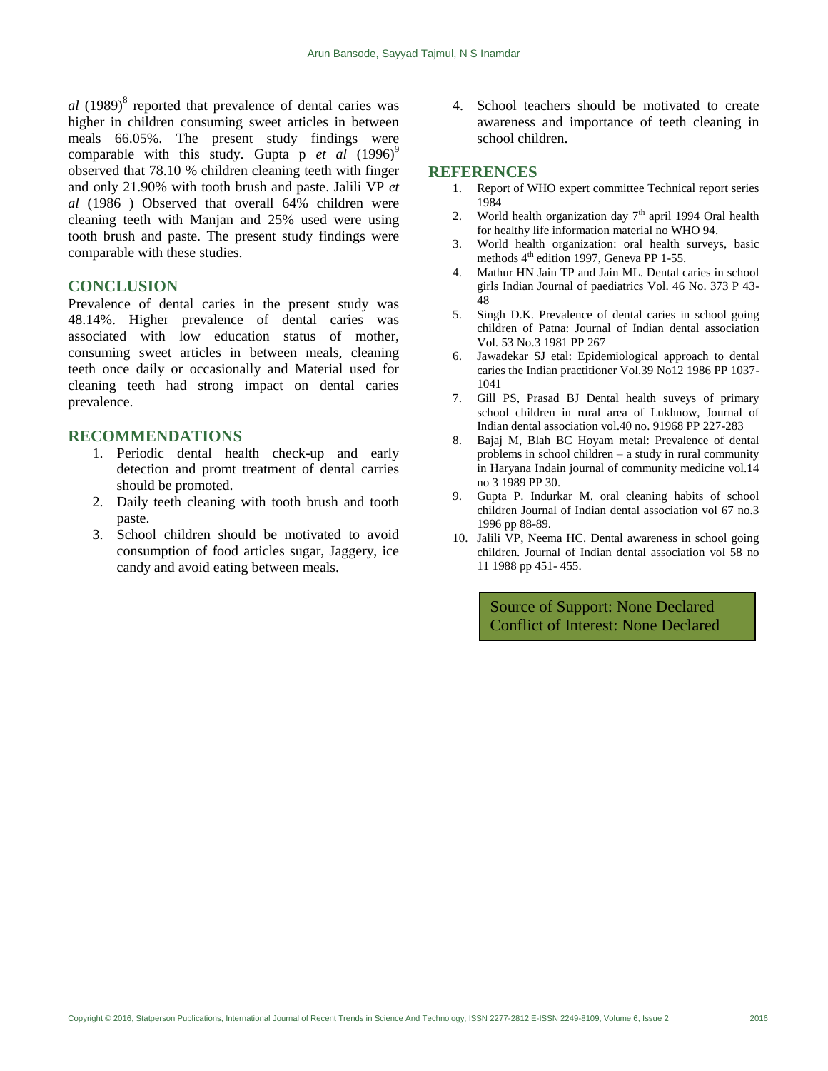*al* (1989)[8] reported that prevalence of dental caries was higher in children consuming sweet articles in between meals 66.05%. The present study findings were comparable with this study. Gupta p *et al* (1996)[9] observed that 78.10 % children cleaning teeth with finger and only 21.90% with tooth brush and paste. Jalili VP *et al* (1986 ) Observed that overall 64% children were cleaning teeth with Manjan and 25% used were using tooth brush and paste. The present study findings were comparable with these studies.

## CONCLUSION

Prevalence of dental caries in the present study was 48.14%. Higher prevalence of dental caries was associated with low education status of mother, consuming sweet articles in between meals, cleaning teeth once daily or occasionally and Material used for cleaning teeth had strong impact on dental caries prevalence.

## RECOMMENDATIONS

1. Periodic dental health check-up and early detection and promt treatment of dental carries should be promoted.
2. Daily teeth cleaning with tooth brush and tooth paste.
3. School children should be motivated to avoid consumption of food articles sugar, Jaggery, ice candy and avoid eating between meals.
4. School teachers should be motivated to create awareness and importance of teeth cleaning in school children.

## REFERENCES

1. Report of WHO expert committee Technical report series 1984
2. World health organization day 7th april 1994 Oral health for healthy life information material no WHO 94.
3. World health organization: oral health surveys, basic methods 4th edition 1997, Geneva PP 1-55.
4. Mathur HN Jain TP and Jain ML. Dental caries in school girls Indian Journal of paediatrics Vol. 46 No. 373 P 43-48
5. Singh D.K. Prevalence of dental caries in school going children of Patna: Journal of Indian dental association Vol. 53 No.3 1981 PP 267
6. Jawadekar SJ etal: Epidemiological approach to dental caries the Indian practitioner Vol.39 No12 1986 PP 1037-1041
7. Gill PS, Prasad BJ Dental health suveys of primary school children in rural area of Lukhnow, Journal of Indian dental association vol.40 no. 91968 PP 227-283
8. Bajaj M, Blah BC Hoyam metal: Prevalence of dental problems in school children – a study in rural community in Haryana Indain journal of community medicine vol.14 no 3 1989 PP 30.
9. Gupta P. Indurkar M. oral cleaning habits of school children Journal of Indian dental association vol 67 no.3 1996 pp 88-89.
10. Jalili VP, Neema HC. Dental awareness in school going children. Journal of Indian dental association vol 58 no 11 1988 pp 451- 455.

Source of Support: None Declared
Conflict of Interest: None Declared